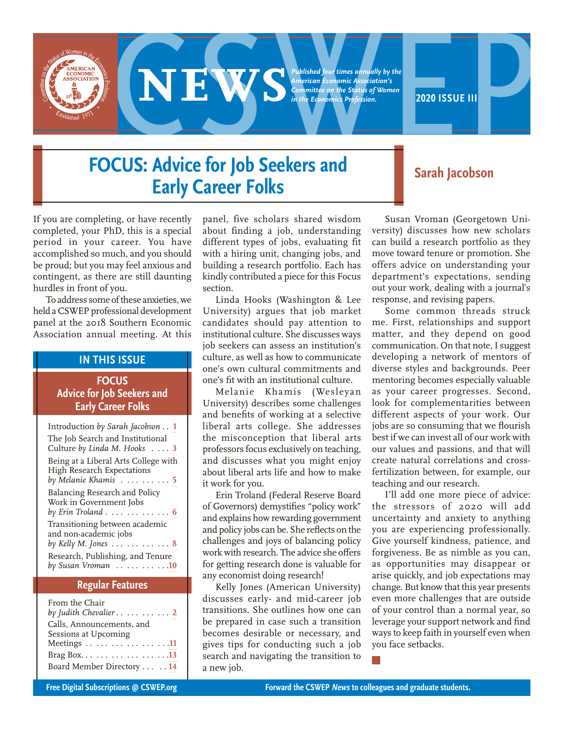# CSWEP NEWS

*Published four times annually by the American Economic Association's Committee on the Status of Women in the Economics Profession.*

**2020 ISSUE III**

## FOCUS: Advice for Job Seekers and Early Career Folks

**Sarah Jacobson**

If you are completing, or have recently completed, your PhD, this is a special period in your career. You have accomplished so much, and you should be proud; but you may feel anxious and contingent, as there are still daunting hurdles in front of you.

To address some of these anxieties, we held a CSWEP professional development panel at the 2018 Southern Economic Association annual meeting. At this panel, five scholars shared wisdom about finding a job, understanding different types of jobs, evaluating fit with a hiring unit, changing jobs, and building a research portfolio. Each has kindly contributed a piece for this Focus section.

Linda Hooks (Washington & Lee University) argues that job market candidates should pay attention to institutional culture. She discusses ways job seekers can assess an institution's culture, as well as how to communicate one's own cultural commitments and one's fit with an institutional culture.

Melanie Khamis (Wesleyan University) describes some challenges and benefits of working at a selective liberal arts college. She addresses the misconception that liberal arts professors focus exclusively on teaching, and discusses what you might enjoy about liberal arts life and how to make it work for you.

Erin Troland (Federal Reserve Board of Governors) demystifies "policy work" and explains how rewarding government and policy jobs can be. She reflects on the challenges and joys of balancing policy work with research. The advice she offers for getting research done is valuable for any economist doing research!

Kelly Jones (American University) discusses early- and mid-career job transitions. She outlines how one can be prepared in case such a transition becomes desirable or necessary, and gives tips for conducting such a job search and navigating the transition to a new job.

Susan Vroman (Georgetown University) discusses how new scholars can build a research portfolio as they move toward tenure or promotion. She offers advice on understanding your department's expectations, sending out your work, dealing with a journal's response, and revising papers.

Some common threads struck me. First, relationships and support matter, and they depend on good communication. On that note, I suggest developing a network of mentors of diverse styles and backgrounds. Peer mentoring becomes especially valuable as your career progresses. Second, look for complementarities between different aspects of your work. Our jobs are so consuming that we flourish best if we can invest all of our work with our values and passions, and that will create natural correlations and cross-fertilization between, for example, our teaching and our research.

I'll add one more piece of advice: the stressors of 2020 will add uncertainty and anxiety to anything you are experiencing professionally. Give yourself kindness, patience, and forgiveness. Be as nimble as you can, as opportunities may disappear or arise quickly, and job expectations may change. But know that this year presents even more challenges that are outside of your control than a normal year, so leverage your support network and find ways to keep faith in yourself even when you face setbacks.

## IN THIS ISSUE

### FOCUS
### Advice for Job Seekers and Early Career Folks

- Introduction *by Sarah Jacobson* . . 1
- The Job Search and Institutional Culture *by Linda M. Hooks* . . . . 3
- Being at a Liberal Arts College with High Research Expectations *by Melanie Khamis* . . . . . . . . . 5
- Balancing Research and Policy Work in Government Jobs *by Erin Troland* . . . . . . . . . . . . 6
- Transitioning between academic and non-academic jobs *by Kelly M. Jones* . . . . . . . . . . . 8
- Research, Publishing, and Tenure *by Susan Vroman* . . . . . . . . . .10

### Regular Features

- From the Chair *by Judith Chevalier* . . . . . . . . . . 2
- Calls, Announcements, and Sessions at Upcoming Meetings . . . . . . . . . . . . . . . .11
- Brag Box. . . . . . . . . . . . . . . . .13
- Board Member Directory . . . . . 14

Free Digital Subscriptions @ CSWEP.org

Forward the CSWEP *News* to colleagues and graduate students.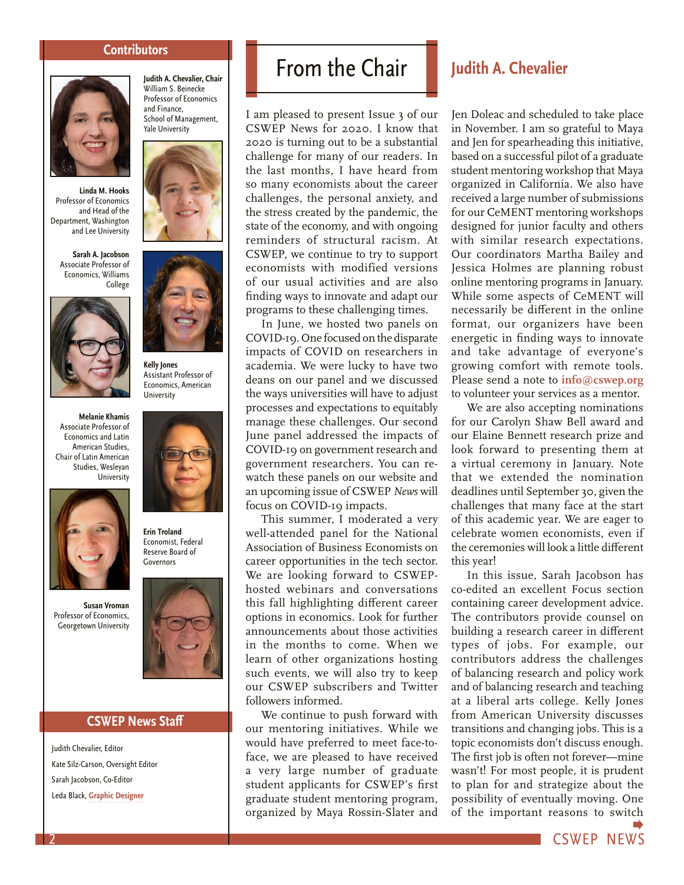## Contributors

**Judith A. Chevalier, Chair**
William S. Beinecke Professor of Economics and Finance, School of Management, Yale University

**Linda M. Hooks**
Professor of Economics and Head of the Department, Washington and Lee University

**Sarah A. Jacobson**
Associate Professor of Economics, Williams College

**Kelly Jones**
Assistant Professor of Economics, American University

**Melanie Khamis**
Associate Professor of Economics and Latin American Studies, Chair of Latin American Studies, Wesleyan University

**Erin Troland**
Economist, Federal Reserve Board of Governors

**Susan Vroman**
Professor of Economics, Georgetown University

## CSWEP News Staff

Judith Chevalier, Editor

Kate Silz-Carson, Oversight Editor

Sarah Jacobson, Co-Editor

Leda Black, Graphic Designer

# From the Chair

## Judith A. Chevalier

I am pleased to present Issue 3 of our CSWEP News for 2020. I know that 2020 is turning out to be a substantial challenge for many of our readers. In the last months, I have heard from so many economists about the career challenges, the personal anxiety, and the stress created by the pandemic, the state of the economy, and with ongoing reminders of structural racism. At CSWEP, we continue to try to support economists with modified versions of our usual activities and are also finding ways to innovate and adapt our programs to these challenging times.

In June, we hosted two panels on COVID-19. One focused on the disparate impacts of COVID on researchers in academia. We were lucky to have two deans on our panel and we discussed the ways universities will have to adjust processes and expectations to equitably manage these challenges. Our second June panel addressed the impacts of COVID-19 on government research and government researchers. You can re-watch these panels on our website and an upcoming issue of CSWEP *News* will focus on COVID-19 impacts.

This summer, I moderated a very well-attended panel for the National Association of Business Economists on career opportunities in the tech sector. We are looking forward to CSWEP-hosted webinars and conversations this fall highlighting different career options in economics. Look for further announcements about those activities in the months to come. When we learn of other organizations hosting such events, we will also try to keep our CSWEP subscribers and Twitter followers informed.

We continue to push forward with our mentoring initiatives. While we would have preferred to meet face-to-face, we are pleased to have received a very large number of graduate student applicants for CSWEP's first graduate student mentoring program, organized by Maya Rossin-Slater and Jen Doleac and scheduled to take place in November. I am so grateful to Maya and Jen for spearheading this initiative, based on a successful pilot of a graduate student mentoring workshop that Maya organized in California. We also have received a large number of submissions for our CeMENT mentoring workshops designed for junior faculty and others with similar research expectations. Our coordinators Martha Bailey and Jessica Holmes are planning robust online mentoring programs in January. While some aspects of CeMENT will necessarily be different in the online format, our organizers have been energetic in finding ways to innovate and take advantage of everyone's growing comfort with remote tools. Please send a note to **info@cswep.org** to volunteer your services as a mentor.

We are also accepting nominations for our Carolyn Shaw Bell award and our Elaine Bennett research prize and look forward to presenting them at a virtual ceremony in January. Note that we extended the nomination deadlines until September 30, given the challenges that many face at the start of this academic year. We are eager to celebrate women economists, even if the ceremonies will look a little different this year!

In this issue, Sarah Jacobson has co-edited an excellent Focus section containing career development advice. The contributors provide counsel on building a research career in different types of jobs. For example, our contributors address the challenges of balancing research and policy work and of balancing research and teaching at a liberal arts college. Kelly Jones from American University discusses transitions and changing jobs. This is a topic economists don't discuss enough. The first job is often not forever—mine wasn't! For most people, it is prudent to plan for and strategize about the possibility of eventually moving. One of the important reasons to switch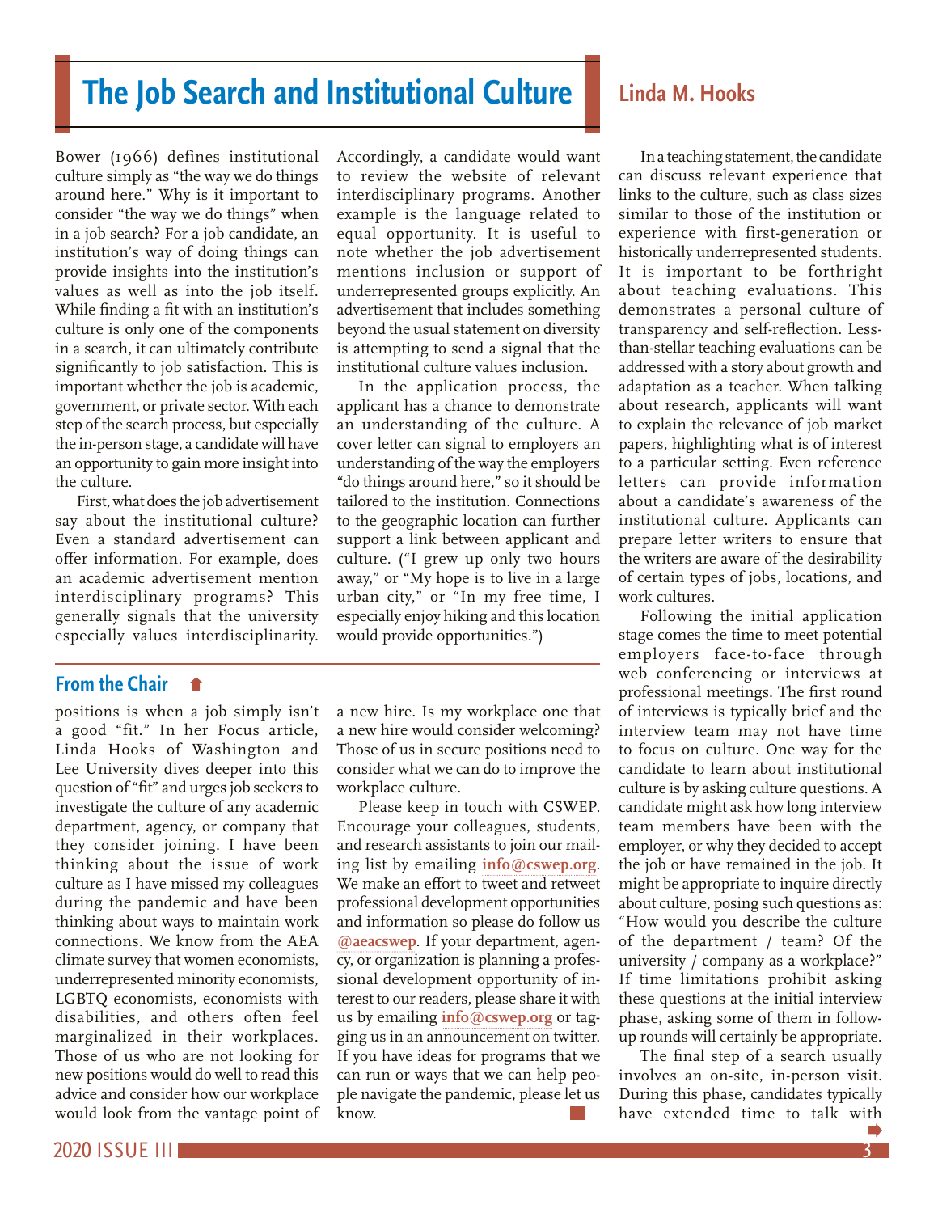# The Job Search and Institutional Culture

## Linda M. Hooks

Bower (1966) defines institutional culture simply as "the way we do things around here." Why is it important to consider "the way we do things" when in a job search? For a job candidate, an institution's way of doing things can provide insights into the institution's values as well as into the job itself. While finding a fit with an institution's culture is only one of the components in a search, it can ultimately contribute significantly to job satisfaction. This is important whether the job is academic, government, or private sector. With each step of the search process, but especially the in-person stage, a candidate will have an opportunity to gain more insight into the culture.

First, what does the job advertisement say about the institutional culture? Even a standard advertisement can offer information. For example, does an academic advertisement mention interdisciplinary programs? This generally signals that the university especially values interdisciplinarity. Accordingly, a candidate would want to review the website of relevant interdisciplinary programs. Another example is the language related to equal opportunity. It is useful to note whether the job advertisement mentions inclusion or support of underrepresented groups explicitly. An advertisement that includes something beyond the usual statement on diversity is attempting to send a signal that the institutional culture values inclusion.

In the application process, the applicant has a chance to demonstrate an understanding of the culture. A cover letter can signal to employers an understanding of the way the employers "do things around here," so it should be tailored to the institution. Connections to the geographic location can further support a link between applicant and culture. ("I grew up only two hours away," or "My hope is to live in a large urban city," or "In my free time, I especially enjoy hiking and this location would provide opportunities.")

In a teaching statement, the candidate can discuss relevant experience that links to the culture, such as class sizes similar to those of the institution or experience with first-generation or historically underrepresented students. It is important to be forthright about teaching evaluations. This demonstrates a personal culture of transparency and self-reflection. Less-than-stellar teaching evaluations can be addressed with a story about growth and adaptation as a teacher. When talking about research, applicants will want to explain the relevance of job market papers, highlighting what is of interest to a particular setting. Even reference letters can provide information about a candidate's awareness of the institutional culture. Applicants can prepare letter writers to ensure that the writers are aware of the desirability of certain types of jobs, locations, and work cultures.

Following the initial application stage comes the time to meet potential employers face-to-face through web conferencing or interviews at professional meetings. The first round of interviews is typically brief and the interview team may not have time to focus on culture. One way for the candidate to learn about institutional culture is by asking culture questions. A candidate might ask how long interview team members have been with the employer, or why they decided to accept the job or have remained in the job. It might be appropriate to inquire directly about culture, posing such questions as: "How would you describe the culture of the department / team? Of the university / company as a workplace?" If time limitations prohibit asking these questions at the initial interview phase, asking some of them in follow-up rounds will certainly be appropriate.

The final step of a search usually involves an on-site, in-person visit. During this phase, candidates typically have extended time to talk with

---

## From the Chair

positions is when a job simply isn't a good "fit." In her Focus article, Linda Hooks of Washington and Lee University dives deeper into this question of "fit" and urges job seekers to investigate the culture of any academic department, agency, or company that they consider joining. I have been thinking about the issue of work culture as I have missed my colleagues during the pandemic and have been thinking about ways to maintain work connections. We know from the AEA climate survey that women economists, underrepresented minority economists, LGBTQ economists, economists with disabilities, and others often feel marginalized in their workplaces. Those of us who are not looking for new positions would do well to read this advice and consider how our workplace would look from the vantage point of a new hire. Is my workplace one that a new hire would consider welcoming? Those of us in secure positions need to consider what we can do to improve the workplace culture.

Please keep in touch with CSWEP. Encourage your colleagues, students, and research assistants to join our mailing list by emailing **info@cswep.org**. We make an effort to tweet and retweet professional development opportunities and information so please do follow us **@aeacswep**. If your department, agency, or organization is planning a professional development opportunity of interest to our readers, please share it with us by emailing **info@cswep.org** or tagging us in an announcement on twitter. If you have ideas for programs that we can run or ways that we can help people navigate the pandemic, please let us know.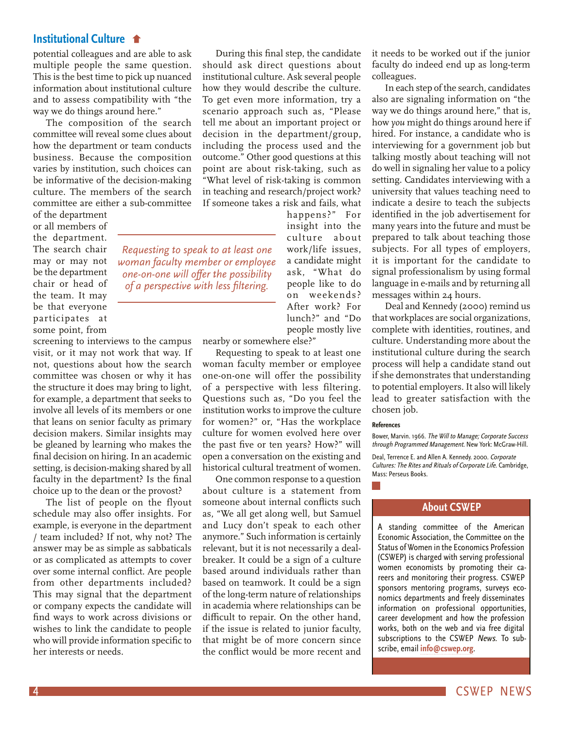## Institutional Culture

potential colleagues and are able to ask multiple people the same question. This is the best time to pick up nuanced information about institutional culture and to assess compatibility with "the way we do things around here."

The composition of the search committee will reveal some clues about how the department or team conducts business. Because the composition varies by institution, such choices can be informative of the decision-making culture. The members of the search committee are either a sub-committee of the department or all members of the department. The search chair may or may not be the department chair or head of the team. It may be that everyone participates at some point, from screening to interviews to the campus visit, or it may not work that way. If not, questions about how the search committee was chosen or why it has the structure it does may bring to light, for example, a department that seeks to involve all levels of its members or one that leans on senior faculty as primary decision makers. Similar insights may be gleaned by learning who makes the final decision on hiring. In an academic setting, is decision-making shared by all faculty in the department? Is the final choice up to the dean or the provost?

The list of people on the flyout schedule may also offer insights. For example, is everyone in the department / team included? If not, why not? The answer may be as simple as sabbaticals or as complicated as attempts to cover over some internal conflict. Are people from other departments included? This may signal that the department or company expects the candidate will find ways to work across divisions or wishes to link the candidate to people who will provide information specific to her interests or needs.

During this final step, the candidate should ask direct questions about institutional culture. Ask several people how they would describe the culture. To get even more information, try a scenario approach such as, "Please tell me about an important project or decision in the department/group, including the process used and the outcome." Other good questions at this point are about risk-taking, such as "What level of risk-taking is common in teaching and research/project work? If someone takes a risk and fails, what happens?" For insight into the culture about work/life issues, a candidate might ask, "What do people like to do on weekends? After work? For lunch?" and "Do people mostly live nearby or somewhere else?"

*Requesting to speak to at least one woman faculty member or employee one-on-one will offer the possibility of a perspective with less filtering.*

Requesting to speak to at least one woman faculty member or employee one-on-one will offer the possibility of a perspective with less filtering. Questions such as, "Do you feel the institution works to improve the culture for women?" or, "Has the workplace culture for women evolved here over the past five or ten years? How?" will open a conversation on the existing and historical cultural treatment of women.

One common response to a question about culture is a statement from someone about internal conflicts such as, "We all get along well, but Samuel and Lucy don't speak to each other anymore." Such information is certainly relevant, but it is not necessarily a deal-breaker. It could be a sign of a culture based around individuals rather than based on teamwork. It could be a sign of the long-term nature of relationships in academia where relationships can be difficult to repair. On the other hand, if the issue is related to junior faculty, that might be of more concern since the conflict would be more recent and it needs to be worked out if the junior faculty do indeed end up as long-term colleagues.

In each step of the search, candidates also are signaling information on "the way we do things around here," that is, how *you* might do things around here if hired. For instance, a candidate who is interviewing for a government job but talking mostly about teaching will not do well in signaling her value to a policy setting. Candidates interviewing with a university that values teaching need to indicate a desire to teach the subjects identified in the job advertisement for many years into the future and must be prepared to talk about teaching those subjects. For all types of employers, it is important for the candidate to signal professionalism by using formal language in e-mails and by returning all messages within 24 hours.

Deal and Kennedy (2000) remind us that workplaces are social organizations, complete with identities, routines, and culture. Understanding more about the institutional culture during the search process will help a candidate stand out if she demonstrates that understanding to potential employers. It also will likely lead to greater satisfaction with the chosen job.

#### References

Bower, Marvin. 1966. *The Will to Manage; Corporate Success through Programmed Management.* New York: McGraw-Hill.

Deal, Terrence E. and Allen A. Kennedy. 2000. *Corporate Cultures: The Rites and Rituals of Corporate Life.* Cambridge, Mass: Perseus Books.

### About CSWEP

A standing committee of the American Economic Association, the Committee on the Status of Women in the Economics Profession (CSWEP) is charged with serving professional women economists by promoting their careers and monitoring their progress. CSWEP sponsors mentoring programs, surveys economics departments and freely disseminates information on professional opportunities, career development and how the profession works, both on the web and via free digital subscriptions to the CSWEP *News*. To subscribe, email **info@cswep.org**.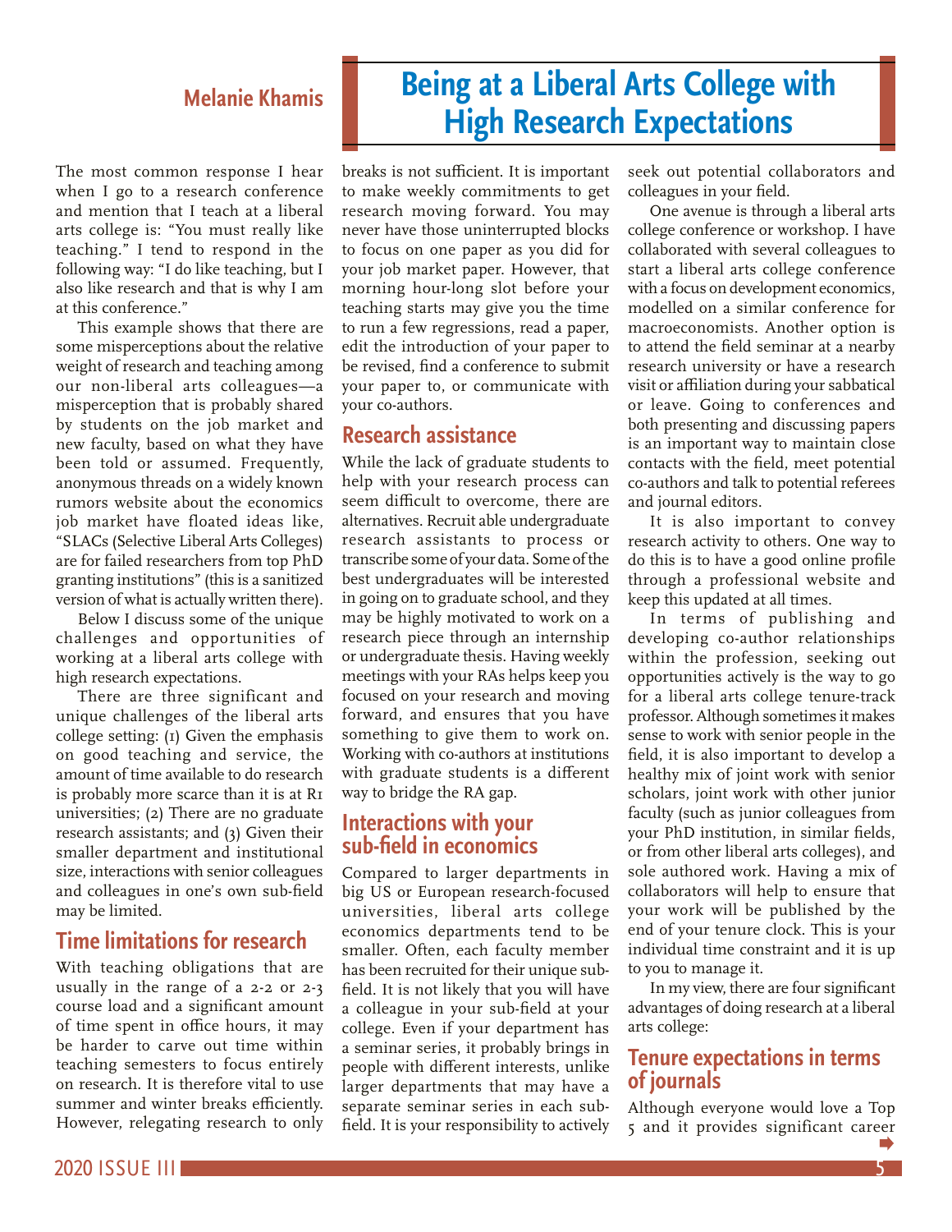# Being at a Liberal Arts College with High Research Expectations

**Melanie Khamis**

The most common response I hear when I go to a research conference and mention that I teach at a liberal arts college is: "You must really like teaching." I tend to respond in the following way: "I do like teaching, but I also like research and that is why I am at this conference."

This example shows that there are some misperceptions about the relative weight of research and teaching among our non-liberal arts colleagues—a misperception that is probably shared by students on the job market and new faculty, based on what they have been told or assumed. Frequently, anonymous threads on a widely known rumors website about the economics job market have floated ideas like, "SLACs (Selective Liberal Arts Colleges) are for failed researchers from top PhD granting institutions" (this is a sanitized version of what is actually written there).

Below I discuss some of the unique challenges and opportunities of working at a liberal arts college with high research expectations.

There are three significant and unique challenges of the liberal arts college setting: (1) Given the emphasis on good teaching and service, the amount of time available to do research is probably more scarce than it is at R1 universities; (2) There are no graduate research assistants; and (3) Given their smaller department and institutional size, interactions with senior colleagues and colleagues in one's own sub-field may be limited.

## Time limitations for research

With teaching obligations that are usually in the range of a 2-2 or 2-3 course load and a significant amount of time spent in office hours, it may be harder to carve out time within teaching semesters to focus entirely on research. It is therefore vital to use summer and winter breaks efficiently. However, relegating research to only breaks is not sufficient. It is important to make weekly commitments to get research moving forward. You may never have those uninterrupted blocks to focus on one paper as you did for your job market paper. However, that morning hour-long slot before your teaching starts may give you the time to run a few regressions, read a paper, edit the introduction of your paper to be revised, find a conference to submit your paper to, or communicate with your co-authors.

## Research assistance

While the lack of graduate students to help with your research process can seem difficult to overcome, there are alternatives. Recruit able undergraduate research assistants to process or transcribe some of your data. Some of the best undergraduates will be interested in going on to graduate school, and they may be highly motivated to work on a research piece through an internship or undergraduate thesis. Having weekly meetings with your RAs helps keep you focused on your research and moving forward, and ensures that you have something to give them to work on. Working with co-authors at institutions with graduate students is a different way to bridge the RA gap.

## Interactions with your sub-field in economics

Compared to larger departments in big US or European research-focused universities, liberal arts college economics departments tend to be smaller. Often, each faculty member has been recruited for their unique sub-field. It is not likely that you will have a colleague in your sub-field at your college. Even if your department has a seminar series, it probably brings in people with different interests, unlike larger departments that may have a separate seminar series in each sub-field. It is your responsibility to actively seek out potential collaborators and colleagues in your field.

One avenue is through a liberal arts college conference or workshop. I have collaborated with several colleagues to start a liberal arts college conference with a focus on development economics, modelled on a similar conference for macroeconomists. Another option is to attend the field seminar at a nearby research university or have a research visit or affiliation during your sabbatical or leave. Going to conferences and both presenting and discussing papers is an important way to maintain close contacts with the field, meet potential co-authors and talk to potential referees and journal editors.

It is also important to convey research activity to others. One way to do this is to have a good online profile through a professional website and keep this updated at all times.

In terms of publishing and developing co-author relationships within the profession, seeking out opportunities actively is the way to go for a liberal arts college tenure-track professor. Although sometimes it makes sense to work with senior people in the field, it is also important to develop a healthy mix of joint work with senior scholars, joint work with other junior faculty (such as junior colleagues from your PhD institution, in similar fields, or from other liberal arts colleges), and sole authored work. Having a mix of collaborators will help to ensure that your work will be published by the end of your tenure clock. This is your individual time constraint and it is up to you to manage it.

In my view, there are four significant advantages of doing research at a liberal arts college:

## Tenure expectations in terms of journals

Although everyone would love a Top 5 and it provides significant career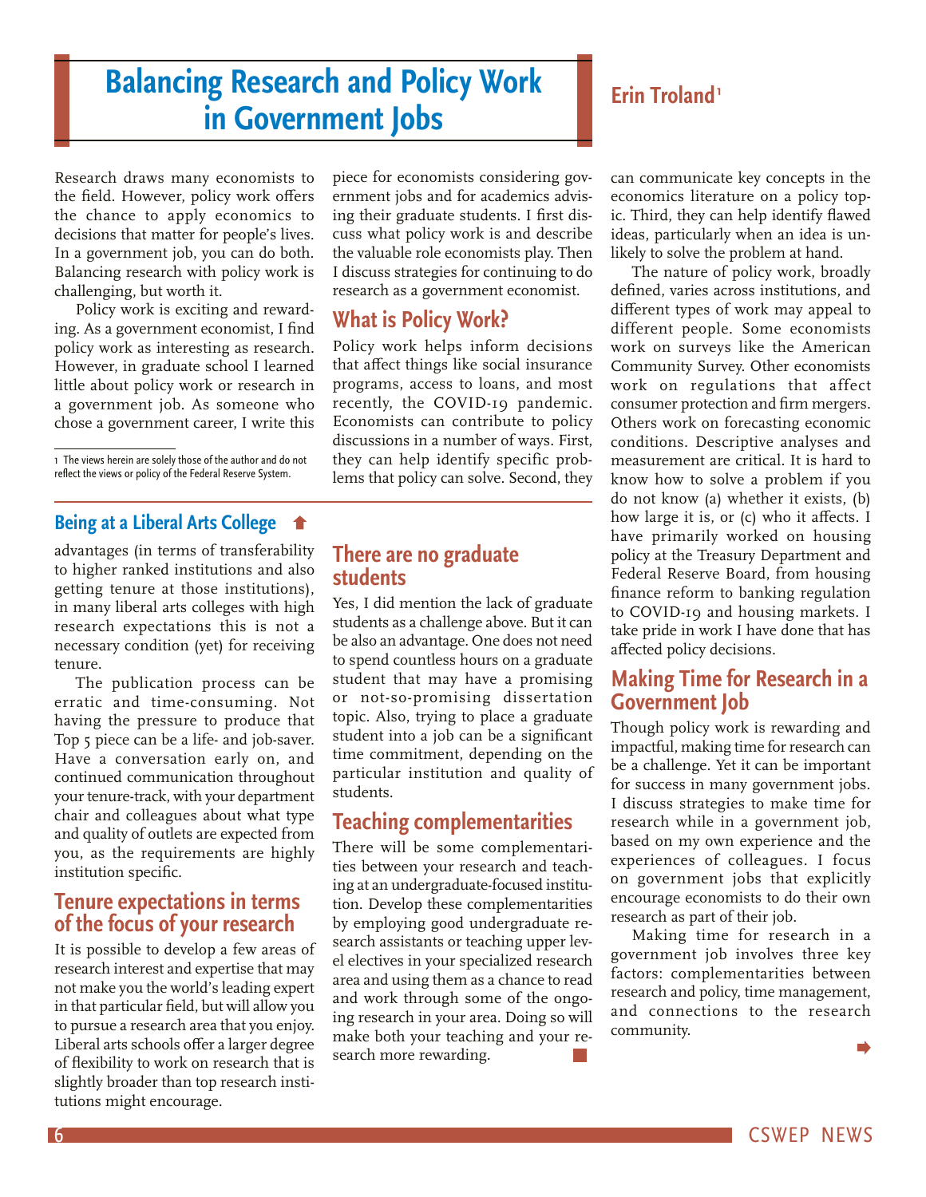# Balancing Research and Policy Work in Government Jobs

## Erin Troland[1]

Research draws many economists to the field. However, policy work offers the chance to apply economics to decisions that matter for people's lives. In a government job, you can do both. Balancing research with policy work is challenging, but worth it.

Policy work is exciting and rewarding. As a government economist, I find policy work as interesting as research. However, in graduate school I learned little about policy work or research in a government job. As someone who chose a government career, I write this piece for economists considering government jobs and for academics advising their graduate students. I first discuss what policy work is and describe the valuable role economists play. Then I discuss strategies for continuing to do research as a government economist.

## What is Policy Work?

Policy work helps inform decisions that affect things like social insurance programs, access to loans, and most recently, the COVID-19 pandemic. Economists can contribute to policy discussions in a number of ways. First, they can help identify specific problems that policy can solve. Second, they can communicate key concepts in the economics literature on a policy topic. Third, they can help identify flawed ideas, particularly when an idea is unlikely to solve the problem at hand.

The nature of policy work, broadly defined, varies across institutions, and different types of work may appeal to different people. Some economists work on surveys like the American Community Survey. Other economists work on regulations that affect consumer protection and firm mergers. Others work on forecasting economic conditions. Descriptive analyses and measurement are critical. It is hard to know how to solve a problem if you do not know (a) whether it exists, (b) how large it is, or (c) who it affects. I have primarily worked on housing policy at the Treasury Department and Federal Reserve Board, from housing finance reform to banking regulation to COVID-19 and housing markets. I take pride in work I have done that has affected policy decisions.

## Making Time for Research in a Government Job

Though policy work is rewarding and impactful, making time for research can be a challenge. Yet it can be important for success in many government jobs. I discuss strategies to make time for research while in a government job, based on my own experience and the experiences of colleagues. I focus on government jobs that explicitly encourage economists to do their own research as part of their job.

Making time for research in a government job involves three key factors: complementarities between research and policy, time management, and connections to the research community.

[1] The views herein are solely those of the author and do not reflect the views or policy of the Federal Reserve System.

---

## Being at a Liberal Arts College

advantages (in terms of transferability to higher ranked institutions and also getting tenure at those institutions), in many liberal arts colleges with high research expectations this is not a necessary condition (yet) for receiving tenure.

The publication process can be erratic and time-consuming. Not having the pressure to produce that Top 5 piece can be a life- and job-saver. Have a conversation early on, and continued communication throughout your tenure-track, with your department chair and colleagues about what type and quality of outlets are expected from you, as the requirements are highly institution specific.

### Tenure expectations in terms of the focus of your research

It is possible to develop a few areas of research interest and expertise that may not make you the world's leading expert in that particular field, but will allow you to pursue a research area that you enjoy. Liberal arts schools offer a larger degree of flexibility to work on research that is slightly broader than top research institutions might encourage.

### There are no graduate students

Yes, I did mention the lack of graduate students as a challenge above. But it can be also an advantage. One does not need to spend countless hours on a graduate student that may have a promising or not-so-promising dissertation topic. Also, trying to place a graduate student into a job can be a significant time commitment, depending on the particular institution and quality of students.

### Teaching complementarities

There will be some complementarities between your research and teaching at an undergraduate-focused institution. Develop these complementarities by employing good undergraduate research assistants or teaching upper level electives in your specialized research area and using them as a chance to read and work through some of the ongoing research in your area. Doing so will make both your teaching and your research more rewarding.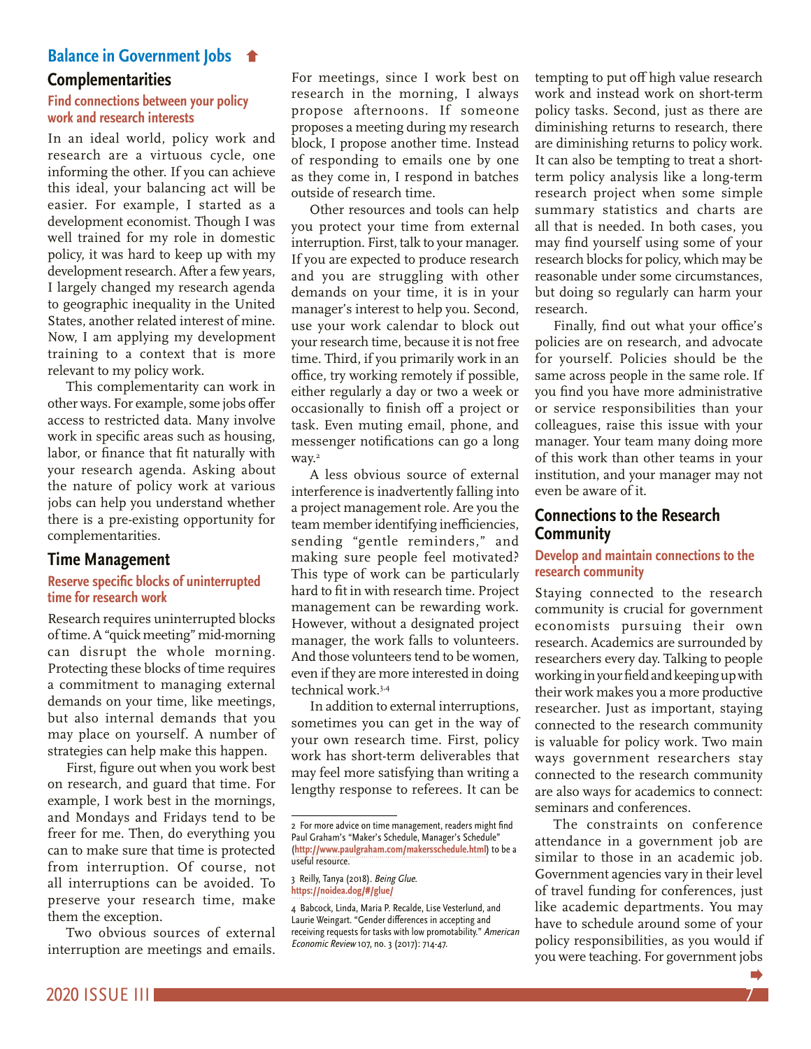## Balance in Government Jobs

### Complementarities

#### Find connections between your policy work and research interests

In an ideal world, policy work and research are a virtuous cycle, one informing the other. If you can achieve this ideal, your balancing act will be easier. For example, I started as a development economist. Though I was well trained for my role in domestic policy, it was hard to keep up with my development research. After a few years, I largely changed my research agenda to geographic inequality in the United States, another related interest of mine. Now, I am applying my development training to a context that is more relevant to my policy work.

This complementarity can work in other ways. For example, some jobs offer access to restricted data. Many involve work in specific areas such as housing, labor, or finance that fit naturally with your research agenda. Asking about the nature of policy work at various jobs can help you understand whether there is a pre-existing opportunity for complementarities.

### Time Management

#### Reserve specific blocks of uninterrupted time for research work

Research requires uninterrupted blocks of time. A "quick meeting" mid-morning can disrupt the whole morning. Protecting these blocks of time requires a commitment to managing external demands on your time, like meetings, but also internal demands that you may place on yourself. A number of strategies can help make this happen.

First, figure out when you work best on research, and guard that time. For example, I work best in the mornings, and Mondays and Fridays tend to be freer for me. Then, do everything you can to make sure that time is protected from interruption. Of course, not all interruptions can be avoided. To preserve your research time, make them the exception.

Two obvious sources of external interruption are meetings and emails. For meetings, since I work best on research in the morning, I always propose afternoons. If someone proposes a meeting during my research block, I propose another time. Instead of responding to emails one by one as they come in, I respond in batches outside of research time.

Other resources and tools can help you protect your time from external interruption. First, talk to your manager. If you are expected to produce research and you are struggling with other demands on your time, it is in your manager's interest to help you. Second, use your work calendar to block out your research time, because it is not free time. Third, if you primarily work in an office, try working remotely if possible, either regularly a day or two a week or occasionally to finish off a project or task. Even muting email, phone, and messenger notifications can go a long way.[2]

A less obvious source of external interference is inadvertently falling into a project management role. Are you the team member identifying inefficiencies, sending "gentle reminders," and making sure people feel motivated? This type of work can be particularly hard to fit in with research time. Project management can be rewarding work. However, without a designated project manager, the work falls to volunteers. And those volunteers tend to be women, even if they are more interested in doing technical work.[3-4]

In addition to external interruptions, sometimes you can get in the way of your own research time. First, policy work has short-term deliverables that may feel more satisfying than writing a lengthy response to referees. It can be tempting to put off high value research work and instead work on short-term policy tasks. Second, just as there are diminishing returns to research, there are diminishing returns to policy work. It can also be tempting to treat a short-term policy analysis like a long-term research project when some simple summary statistics and charts are all that is needed. In both cases, you may find yourself using some of your research blocks for policy, which may be reasonable under some circumstances, but doing so regularly can harm your research.

Finally, find out what your office's policies are on research, and advocate for yourself. Policies should be the same across people in the same role. If you find you have more administrative or service responsibilities than your colleagues, raise this issue with your manager. Your team many doing more of this work than other teams in your institution, and your manager may not even be aware of it.

### Connections to the Research Community

#### Develop and maintain connections to the research community

Staying connected to the research community is crucial for government economists pursuing their own research. Academics are surrounded by researchers every day. Talking to people working in your field and keeping up with their work makes you a more productive researcher. Just as important, staying connected to the research community is valuable for policy work. Two main ways government researchers stay connected to the research community are also ways for academics to connect: seminars and conferences.

The constraints on conference attendance in a government job are similar to those in an academic job. Government agencies vary in their level of travel funding for conferences, just like academic departments. You may have to schedule around some of your policy responsibilities, as you would if you were teaching. For government jobs

---

2 For more advice on time management, readers might find Paul Graham's "Maker's Schedule, Manager's Schedule" (http://www.paulgraham.com/makersschedule.html) to be a useful resource.

3 Reilly, Tanya (2018). *Being Glue.* https://noidea.dog/#/glue/

4 Babcock, Linda, Maria P. Recalde, Lise Vesterlund, and Laurie Weingart. "Gender differences in accepting and receiving requests for tasks with low promotability." *American Economic Review* 107, no. 3 (2017): 714-47.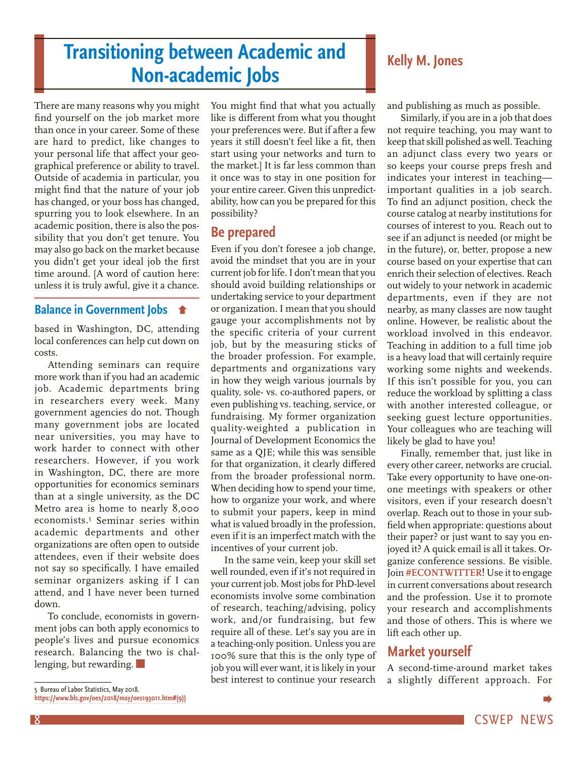## Balance in Government Jobs

based in Washington, DC, attending local conferences can help cut down on costs.

Attending seminars can require more work than if you had an academic job. Academic departments bring in researchers every week. Many government agencies do not. Though many government jobs are located near universities, you may have to work harder to connect with other researchers. However, if you work in Washington, DC, there are more opportunities for economics seminars than at a single university, as the DC Metro area is home to nearly 8,000 economists.[5] Seminar series within academic departments and other organizations are often open to outside attendees, even if their website does not say so specifically. I have emailed seminar organizers asking if I can attend, and I have never been turned down.

To conclude, economists in government jobs can both apply economics to people's lives and pursue economics research. Balancing the two is challenging, but rewarding.

5 Bureau of Labor Statistics, May 2018. https://www.bls.gov/oes/2018/may/oes193011.htm#(9))

# Transitioning between Academic and Non-academic Jobs

## Kelly M. Jones

There are many reasons why you might find yourself on the job market more than once in your career. Some of these are hard to predict, like changes to your personal life that affect your geographical preference or ability to travel. Outside of academia in particular, you might find that the nature of your job has changed, or your boss has changed, spurring you to look elsewhere. In an academic position, there is also the possibility that you don't get tenure. You may also go back on the market because you didn't get your ideal job the first time around. [A word of caution here: unless it is truly awful, give it a chance. You might find that what you actually like is different from what you thought your preferences were. But if after a few years it still doesn't feel like a fit, then start using your networks and turn to the market.] It is far less common than it once was to stay in one position for your entire career. Given this unpredictability, how can you be prepared for this possibility?

## Be prepared

Even if you don't foresee a job change, avoid the mindset that you are in your current job for life. I don't mean that you should avoid building relationships or undertaking service to your department or organization. I mean that you should gauge your accomplishments not by the specific criteria of your current job, but by the measuring sticks of the broader profession. For example, departments and organizations vary in how they weigh various journals by quality, sole- vs. co-authored papers, or even publishing vs. teaching, service, or fundraising. My former organization quality-weighted a publication in Journal of Development Economics the same as a QJE; while this was sensible for that organization, it clearly differed from the broader professional norm. When deciding how to spend your time, how to organize your work, and where to submit your papers, keep in mind what is valued broadly in the profession, even if it is an imperfect match with the incentives of your current job.

In the same vein, keep your skill set well rounded, even if it's not required in your current job. Most jobs for PhD-level economists involve some combination of research, teaching/advising, policy work, and/or fundraising, but few require all of these. Let's say you are in a teaching-only position. Unless you are 100% sure that this is the only type of job you will ever want, it is likely in your best interest to continue your research and publishing as much as possible.

Similarly, if you are in a job that does not require teaching, you may want to keep that skill polished as well. Teaching an adjunct class every two years or so keeps your course preps fresh and indicates your interest in teaching—important qualities in a job search. To find an adjunct position, check the course catalog at nearby institutions for courses of interest to you. Reach out to see if an adjunct is needed (or might be in the future), or, better, propose a new course based on your expertise that can enrich their selection of electives. Reach out widely to your network in academic departments, even if they are not nearby, as many classes are now taught online. However, be realistic about the workload involved in this endeavor. Teaching in addition to a full time job is a heavy load that will certainly require working some nights and weekends. If this isn't possible for you, you can reduce the workload by splitting a class with another interested colleague, or seeking guest lecture opportunities. Your colleagues who are teaching will likely be glad to have you!

Finally, remember that, just like in every other career, networks are crucial. Take every opportunity to have one-on-one meetings with speakers or other visitors, even if your research doesn't overlap. Reach out to those in your subfield when appropriate: questions about their paper? or just want to say you enjoyed it? A quick email is all it takes. Organize conference sessions. Be visible. Join **#ECONTWITTER**! Use it to engage in current conversations about research and the profession. Use it to promote your research and accomplishments and those of others. This is where we lift each other up.

## Market yourself

A second-time-around market takes a slightly different approach. For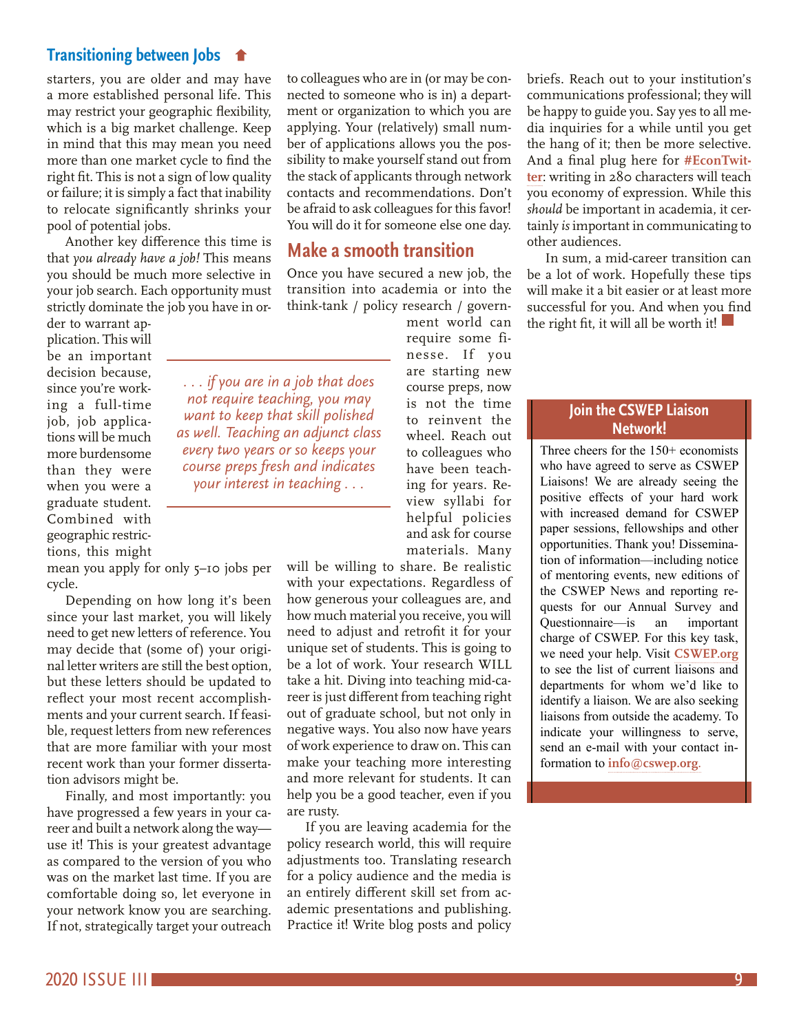## Transitioning between Jobs

starters, you are older and may have a more established personal life. This may restrict your geographic flexibility, which is a big market challenge. Keep in mind that this may mean you need more than one market cycle to find the right fit. This is not a sign of low quality or failure; it is simply a fact that inability to relocate significantly shrinks your pool of potential jobs.

Another key difference this time is that *you already have a job!* This means you should be much more selective in your job search. Each opportunity must strictly dominate the job you have in order to warrant application. This will be an important decision because, since you're working a full-time job, job applications will be much more burdensome than they were when you were a graduate student. Combined with geographic restrictions, this might mean you apply for only 5–10 jobs per cycle.

Depending on how long it's been since your last market, you will likely need to get new letters of reference. You may decide that (some of) your original letter writers are still the best option, but these letters should be updated to reflect your most recent accomplishments and your current search. If feasible, request letters from new references that are more familiar with your most recent work than your former dissertation advisors might be.

Finally, and most importantly: you have progressed a few years in your career and built a network along the way—use it! This is your greatest advantage as compared to the version of you who was on the market last time. If you are comfortable doing so, let everyone in your network know you are searching. If not, strategically target your outreach to colleagues who are in (or may be connected to someone who is in) a department or organization to which you are applying. Your (relatively) small number of applications allows you the possibility to make yourself stand out from the stack of applicants through network contacts and recommendations. Don't be afraid to ask colleagues for this favor! You will do it for someone else one day.

### Make a smooth transition

Once you have secured a new job, the transition into academia or into the think-tank / policy research / government world can require some finesse. If you are starting new course preps, now is not the time to reinvent the wheel. Reach out to colleagues who have been teaching for years. Review syllabi for helpful policies and ask for course materials. Many will be willing to share. Be realistic with your expectations. Regardless of how generous your colleagues are, and how much material you receive, you will need to adjust and retrofit it for your unique set of students. This is going to be a lot of work. Your research WILL take a hit. Diving into teaching mid-career is just different from teaching right out of graduate school, but not only in negative ways. You also now have years of work experience to draw on. This can make your teaching more interesting and more relevant for students. It can help you be a good teacher, even if you are rusty.

*. . . if you are in a job that does not require teaching, you may want to keep that skill polished as well. Teaching an adjunct class every two years or so keeps your course preps fresh and indicates your interest in teaching . . .*

If you are leaving academia for the policy research world, this will require adjustments too. Translating research for a policy audience and the media is an entirely different skill set from academic presentations and publishing. Practice it! Write blog posts and policy briefs. Reach out to your institution's communications professional; they will be happy to guide you. Say yes to all media inquiries for a while until you get the hang of it; then be more selective. And a final plug here for **#EconTwitter**: writing in 280 characters will teach you economy of expression. While this *should* be important in academia, it certainly *is* important in communicating to other audiences.

In sum, a mid-career transition can be a lot of work. Hopefully these tips will make it a bit easier or at least more successful for you. And when you find the right fit, it will all be worth it!

### Join the CSWEP Liaison Network!

Three cheers for the 150+ economists who have agreed to serve as CSWEP Liaisons! We are already seeing the positive effects of your hard work with increased demand for CSWEP paper sessions, fellowships and other opportunities. Thank you! Dissemination of information—including notice of mentoring events, new editions of the CSWEP News and reporting requests for our Annual Survey and Questionnaire—is an important charge of CSWEP. For this key task, we need your help. Visit **CSWEP.org** to see the list of current liaisons and departments for whom we'd like to identify a liaison. We are also seeking liaisons from outside the academy. To indicate your willingness to serve, send an e-mail with your contact information to **info@cswep.org**.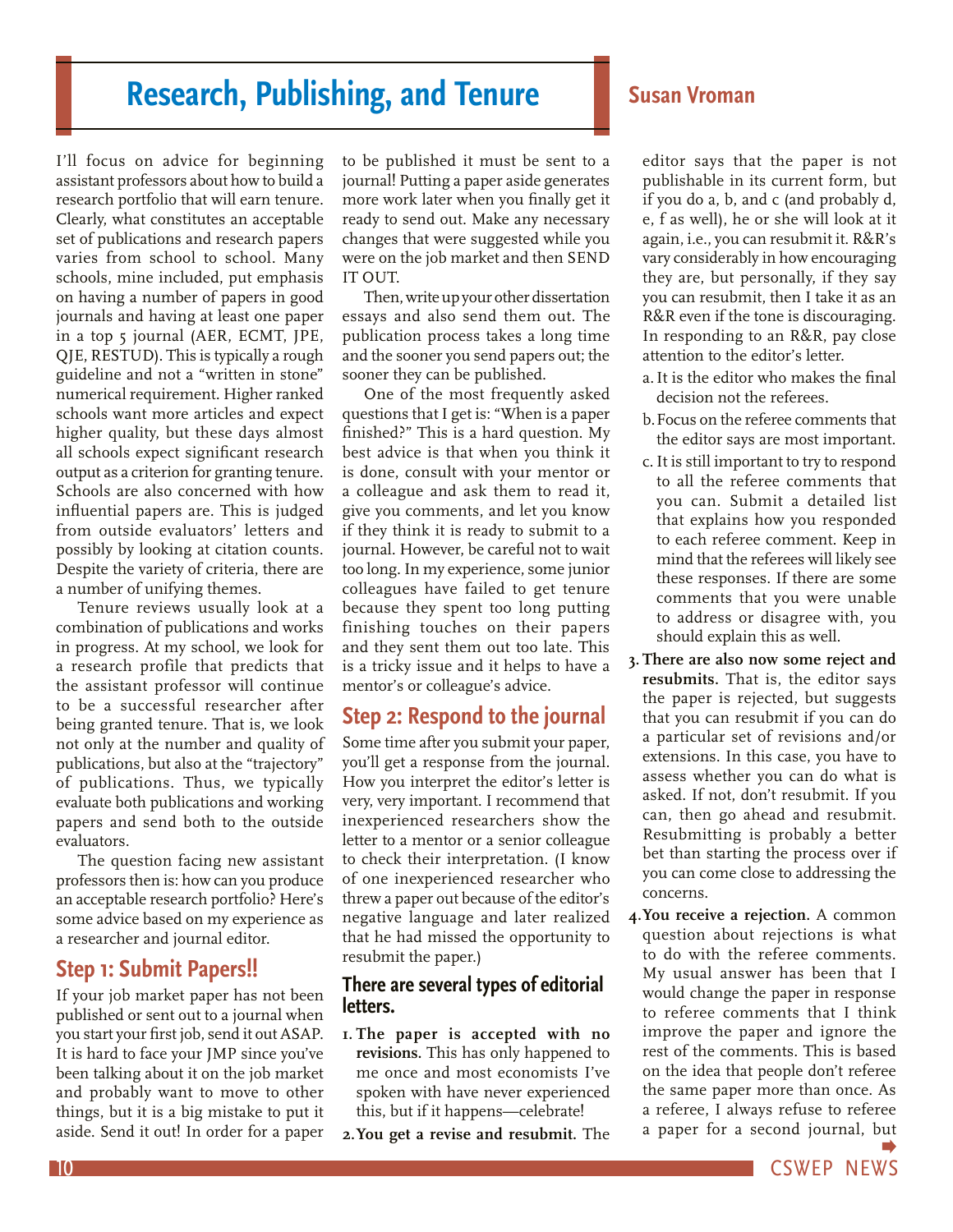# Research, Publishing, and Tenure

**Susan Vroman**

I'll focus on advice for beginning assistant professors about how to build a research portfolio that will earn tenure. Clearly, what constitutes an acceptable set of publications and research papers varies from school to school. Many schools, mine included, put emphasis on having a number of papers in good journals and having at least one paper in a top 5 journal (AER, ECMT, JPE, QJE, RESTUD). This is typically a rough guideline and not a "written in stone" numerical requirement. Higher ranked schools want more articles and expect higher quality, but these days almost all schools expect significant research output as a criterion for granting tenure. Schools are also concerned with how influential papers are. This is judged from outside evaluators' letters and possibly by looking at citation counts. Despite the variety of criteria, there are a number of unifying themes.

Tenure reviews usually look at a combination of publications and works in progress. At my school, we look for a research profile that predicts that the assistant professor will continue to be a successful researcher after being granted tenure. That is, we look not only at the number and quality of publications, but also at the "trajectory" of publications. Thus, we typically evaluate both publications and working papers and send both to the outside evaluators.

The question facing new assistant professors then is: how can you produce an acceptable research portfolio? Here's some advice based on my experience as a researcher and journal editor.

## Step 1: Submit Papers!!

If your job market paper has not been published or sent out to a journal when you start your first job, send it out ASAP. It is hard to face your JMP since you've been talking about it on the job market and probably want to move to other things, but it is a big mistake to put it aside. Send it out! In order for a paper to be published it must be sent to a journal! Putting a paper aside generates more work later when you finally get it ready to send out. Make any necessary changes that were suggested while you were on the job market and then SEND IT OUT.

Then, write up your other dissertation essays and also send them out. The publication process takes a long time and the sooner you send papers out; the sooner they can be published.

One of the most frequently asked questions that I get is: "When is a paper finished?" This is a hard question. My best advice is that when you think it is done, consult with your mentor or a colleague and ask them to read it, give you comments, and let you know if they think it is ready to submit to a journal. However, be careful not to wait too long. In my experience, some junior colleagues have failed to get tenure because they spent too long putting finishing touches on their papers and they sent them out too late. This is a tricky issue and it helps to have a mentor's or colleague's advice.

## Step 2: Respond to the journal

Some time after you submit your paper, you'll get a response from the journal. How you interpret the editor's letter is very, very important. I recommend that inexperienced researchers show the letter to a mentor or a senior colleague to check their interpretation. (I know of one inexperienced researcher who threw a paper out because of the editor's negative language and later realized that he had missed the opportunity to resubmit the paper.)

### There are several types of editorial letters.

1. **The paper is accepted with no revisions.** This has only happened to me once and most economists I've spoken with have never experienced this, but if it happens—celebrate!
2. **You get a revise and resubmit.** The editor says that the paper is not publishable in its current form, but if you do a, b, and c (and probably d, e, f as well), he or she will look at it again, i.e., you can resubmit it. R&R's vary considerably in how encouraging they are, but personally, if they say you can resubmit, then I take it as an R&R even if the tone is discouraging. In responding to an R&R, pay close attention to the editor's letter.
   a. It is the editor who makes the final decision not the referees.
   b. Focus on the referee comments that the editor says are most important.
   c. It is still important to try to respond to all the referee comments that you can. Submit a detailed list that explains how you responded to each referee comment. Keep in mind that the referees will likely see these responses. If there are some comments that you were unable to address or disagree with, you should explain this as well.
3. **There are also now some reject and resubmits.** That is, the editor says the paper is rejected, but suggests that you can resubmit if you can do a particular set of revisions and/or extensions. In this case, you have to assess whether you can do what is asked. If not, don't resubmit. If you can, then go ahead and resubmit. Resubmitting is probably a better bet than starting the process over if you can come close to addressing the concerns.
4. **You receive a rejection.** A common question about rejections is what to do with the referee comments. My usual answer has been that I would change the paper in response to referee comments that I think improve the paper and ignore the rest of the comments. This is based on the idea that people don't referee the same paper more than once. As a referee, I always refuse to referee a paper for a second journal, but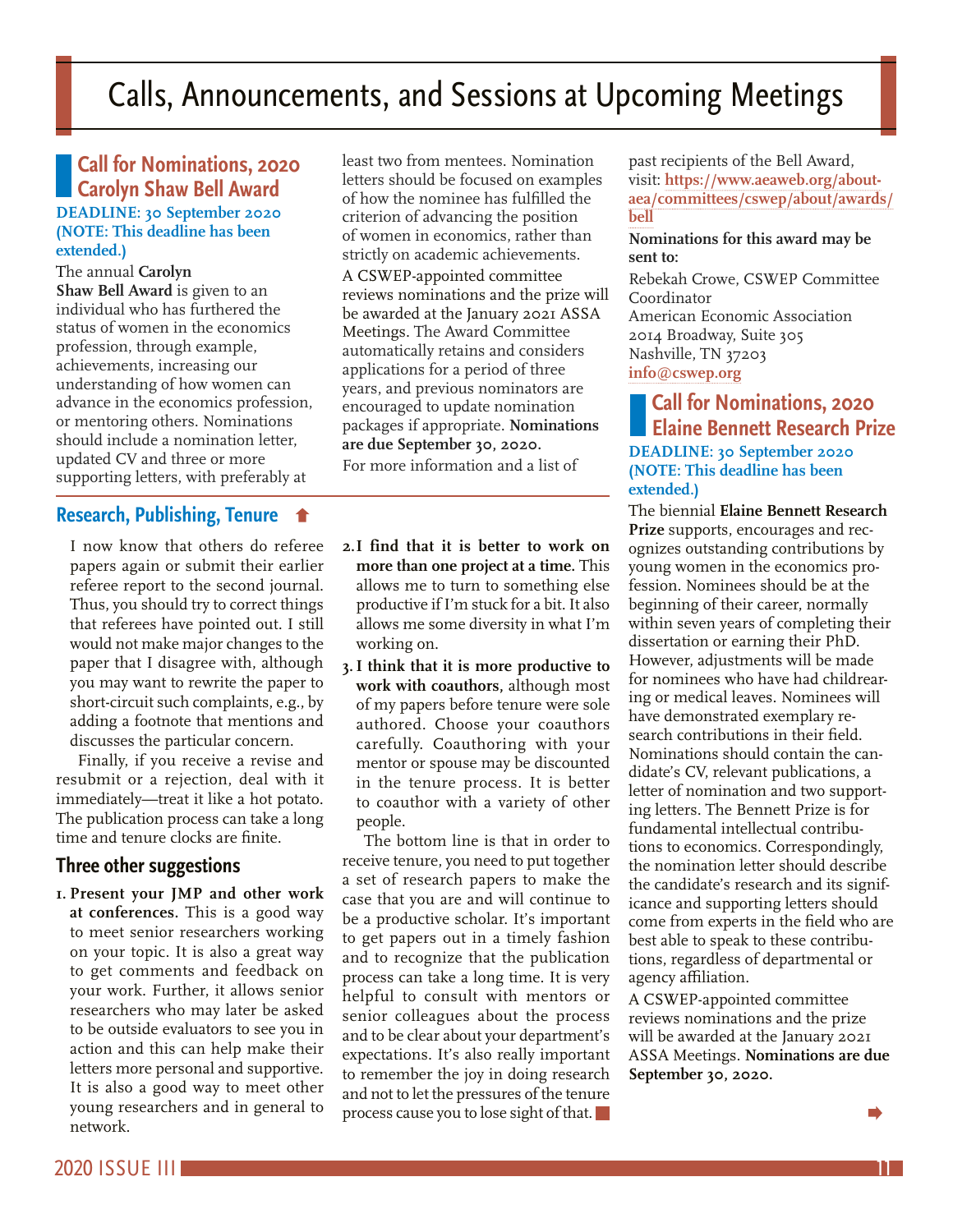# Calls, Announcements, and Sessions at Upcoming Meetings

## Call for Nominations, 2020 Carolyn Shaw Bell Award

**DEADLINE: 30 September 2020 (NOTE: This deadline has been extended.)**

The annual **Carolyn Shaw Bell Award** is given to an individual who has furthered the status of women in the economics profession, through example, achievements, increasing our understanding of how women can advance in the economics profession, or mentoring others. Nominations should include a nomination letter, updated CV and three or more supporting letters, with preferably at least two from mentees. Nomination letters should be focused on examples of how the nominee has fulfilled the criterion of advancing the position of women in economics, rather than strictly on academic achievements.

A CSWEP-appointed committee reviews nominations and the prize will be awarded at the January 2021 ASSA Meetings. The Award Committee automatically retains and considers applications for a period of three years, and previous nominators are encouraged to update nomination packages if appropriate. **Nominations are due September 30, 2020.**

For more information and a list of past recipients of the Bell Award, visit: **https://www.aeaweb.org/about-aea/committees/cswep/about/awards/bell**

**Nominations for this award may be sent to:**

Rebekah Crowe, CSWEP Committee Coordinator
American Economic Association
2014 Broadway, Suite 305
Nashville, TN 37203
**info@cswep.org**

## Research, Publishing, Tenure

I now know that others do referee papers again or submit their earlier referee report to the second journal. Thus, you should try to correct things that referees have pointed out. I still would not make major changes to the paper that I disagree with, although you may want to rewrite the paper to short-circuit such complaints, e.g., by adding a footnote that mentions and discusses the particular concern.

Finally, if you receive a revise and resubmit or a rejection, deal with it immediately—treat it like a hot potato. The publication process can take a long time and tenure clocks are finite.

### Three other suggestions

1. **Present your JMP and other work at conferences.** This is a good way to meet senior researchers working on your topic. It is also a great way to get comments and feedback on your work. Further, it allows senior researchers who may later be asked to be outside evaluators to see you in action and this can help make their letters more personal and supportive. It is also a good way to meet other young researchers and in general to network.
2. **I find that it is better to work on more than one project at a time.** This allows me to turn to something else productive if I'm stuck for a bit. It also allows me some diversity in what I'm working on.
3. **I think that it is more productive to work with coauthors,** although most of my papers before tenure were sole authored. Choose your coauthors carefully. Coauthoring with your mentor or spouse may be discounted in the tenure process. It is better to coauthor with a variety of other people.

The bottom line is that in order to receive tenure, you need to put together a set of research papers to make the case that you are and will continue to be a productive scholar. It's important to get papers out in a timely fashion and to recognize that the publication process can take a long time. It is very helpful to consult with mentors or senior colleagues about the process and to be clear about your department's expectations. It's also really important to remember the joy in doing research and not to let the pressures of the tenure process cause you to lose sight of that.

## Call for Nominations, 2020 Elaine Bennett Research Prize

**DEADLINE: 30 September 2020 (NOTE: This deadline has been extended.)**

The biennial **Elaine Bennett Research Prize** supports, encourages and recognizes outstanding contributions by young women in the economics profession. Nominees should be at the beginning of their career, normally within seven years of completing their dissertation or earning their PhD. However, adjustments will be made for nominees who have had childrearing or medical leaves. Nominees will have demonstrated exemplary research contributions in their field. Nominations should contain the candidate's CV, relevant publications, a letter of nomination and two supporting letters. The Bennett Prize is for fundamental intellectual contributions to economics. Correspondingly, the nomination letter should describe the candidate's research and its significance and supporting letters should come from experts in the field who are best able to speak to these contributions, regardless of departmental or agency affiliation.

A CSWEP-appointed committee reviews nominations and the prize will be awarded at the January 2021 ASSA Meetings. **Nominations are due September 30, 2020.**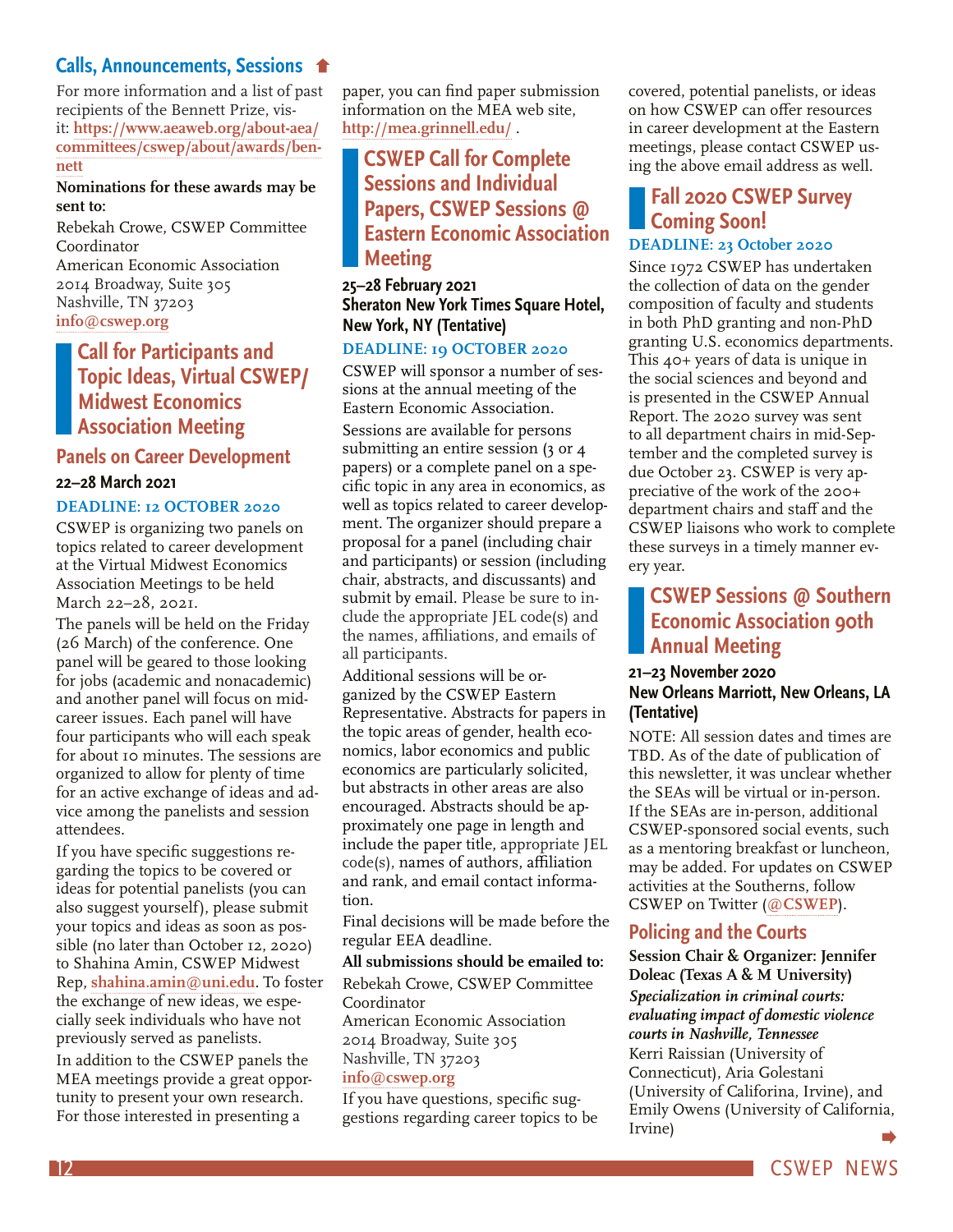## Calls, Announcements, Sessions

For more information and a list of past recipients of the Bennett Prize, visit: https://www.aeaweb.org/about-aea/committees/cswep/about/awards/bennett

**Nominations for these awards may be sent to:**

Rebekah Crowe, CSWEP Committee Coordinator
American Economic Association
2014 Broadway, Suite 305
Nashville, TN 37203
info@cswep.org

## Call for Participants and Topic Ideas, Virtual CSWEP/Midwest Economics Association Meeting

### Panels on Career Development

**22–28 March 2021**

**DEADLINE: 12 OCTOBER 2020**

CSWEP is organizing two panels on topics related to career development at the Virtual Midwest Economics Association Meetings to be held March 22–28, 2021.

The panels will be held on the Friday (26 March) of the conference. One panel will be geared to those looking for jobs (academic and nonacademic) and another panel will focus on mid-career issues. Each panel will have four participants who will each speak for about 10 minutes. The sessions are organized to allow for plenty of time for an active exchange of ideas and advice among the panelists and session attendees.

If you have specific suggestions regarding the topics to be covered or ideas for potential panelists (you can also suggest yourself), please submit your topics and ideas as soon as possible (no later than October 12, 2020) to Shahina Amin, CSWEP Midwest Rep, shahina.amin@uni.edu. To foster the exchange of new ideas, we especially seek individuals who have not previously served as panelists.

In addition to the CSWEP panels the MEA meetings provide a great opportunity to present your own research. For those interested in presenting a paper, you can find paper submission information on the MEA web site, http://mea.grinnell.edu/ .

## CSWEP Call for Complete Sessions and Individual Papers, CSWEP Sessions @ Eastern Economic Association Meeting

**25–28 February 2021**
**Sheraton New York Times Square Hotel, New York, NY (Tentative)**

**DEADLINE: 19 OCTOBER 2020**

CSWEP will sponsor a number of sessions at the annual meeting of the Eastern Economic Association.

Sessions are available for persons submitting an entire session (3 or 4 papers) or a complete panel on a specific topic in any area in economics, as well as topics related to career development. The organizer should prepare a proposal for a panel (including chair and participants) or session (including chair, abstracts, and discussants) and submit by email. Please be sure to include the appropriate JEL code(s) and the names, affiliations, and emails of all participants.

Additional sessions will be organized by the CSWEP Eastern Representative. Abstracts for papers in the topic areas of gender, health economics, labor economics and public economics are particularly solicited, but abstracts in other areas are also encouraged. Abstracts should be approximately one page in length and include the paper title, appropriate JEL code(s), names of authors, affiliation and rank, and email contact information.

Final decisions will be made before the regular EEA deadline.

**All submissions should be emailed to:**

Rebekah Crowe, CSWEP Committee Coordinator
American Economic Association
2014 Broadway, Suite 305
Nashville, TN 37203
info@cswep.org

If you have questions, specific suggestions regarding career topics to be covered, potential panelists, or ideas on how CSWEP can offer resources in career development at the Eastern meetings, please contact CSWEP using the above email address as well.

## Fall 2020 CSWEP Survey Coming Soon!

**DEADLINE: 23 October 2020**

Since 1972 CSWEP has undertaken the collection of data on the gender composition of faculty and students in both PhD granting and non-PhD granting U.S. economics departments. This 40+ years of data is unique in the social sciences and beyond and is presented in the CSWEP Annual Report. The 2020 survey was sent to all department chairs in mid-September and the completed survey is due October 23. CSWEP is very appreciative of the work of the 200+ department chairs and staff and the CSWEP liaisons who work to complete these surveys in a timely manner every year.

## CSWEP Sessions @ Southern Economic Association 90th Annual Meeting

**21–23 November 2020**
**New Orleans Marriott, New Orleans, LA (Tentative)**

NOTE: All session dates and times are TBD. As of the date of publication of this newsletter, it was unclear whether the SEAs will be virtual or in-person. If the SEAs are in-person, additional CSWEP-sponsored social events, such as a mentoring breakfast or luncheon, may be added. For updates on CSWEP activities at the Southerns, follow CSWEP on Twitter (@CSWEP).

### Policing and the Courts

**Session Chair & Organizer: Jennifer Doleac (Texas A & M University)**

***Specialization in criminal courts: evaluating impact of domestic violence courts in Nashville, Tennessee***
Kerri Raissian (University of Connecticut), Aria Golestani (University of Califorina, Irvine), and Emily Owens (University of California, Irvine)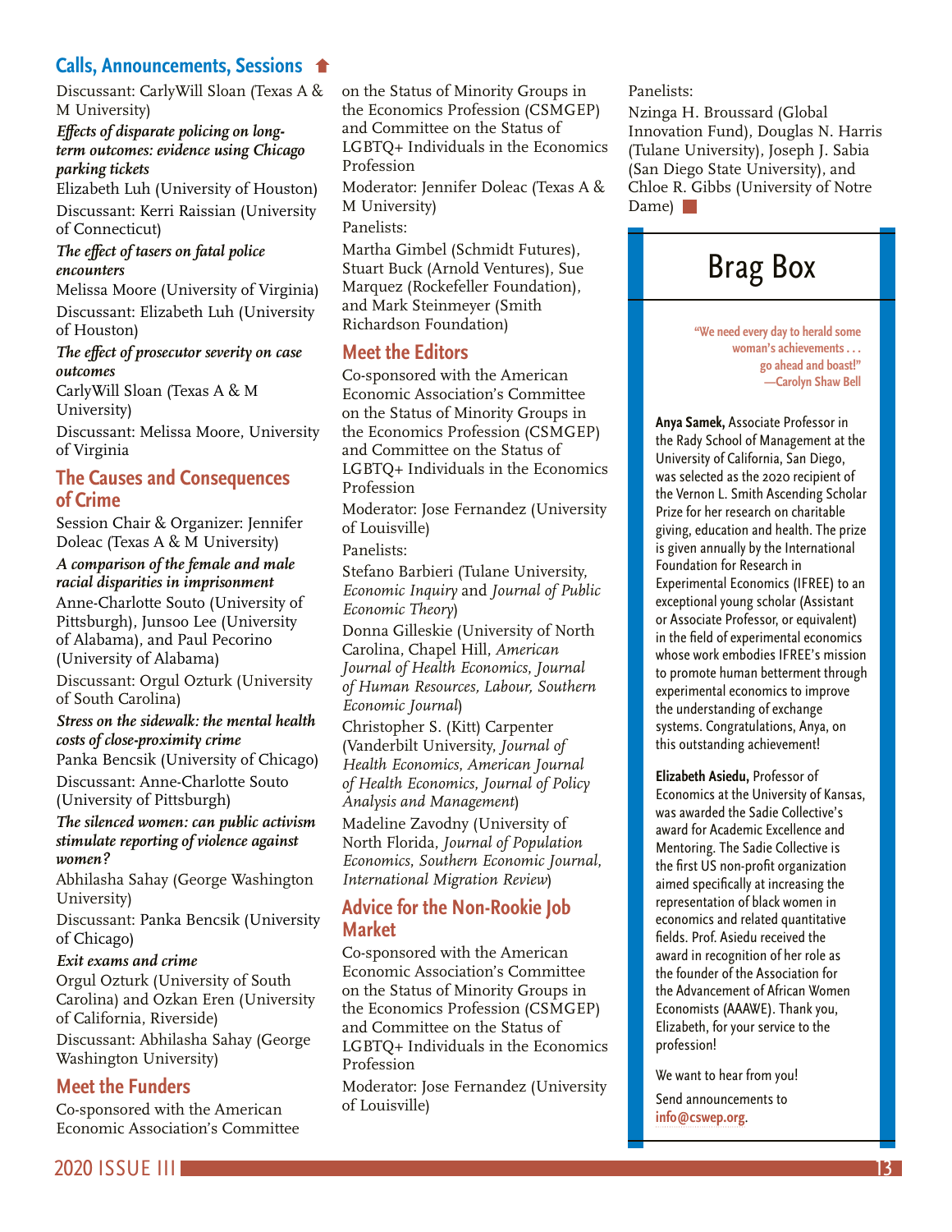## Calls, Announcements, Sessions

Discussant: CarlyWill Sloan (Texas A & M University)

***Effects of disparate policing on long-term outcomes: evidence using Chicago parking tickets***

Elizabeth Luh (University of Houston)

Discussant: Kerri Raissian (University of Connecticut)

***The effect of tasers on fatal police encounters***

Melissa Moore (University of Virginia)

Discussant: Elizabeth Luh (University of Houston)

***The effect of prosecutor severity on case outcomes***

CarlyWill Sloan (Texas A & M University)

Discussant: Melissa Moore, University of Virginia

## The Causes and Consequences of Crime

Session Chair & Organizer: Jennifer Doleac (Texas A & M University)

***A comparison of the female and male racial disparities in imprisonment***

Anne-Charlotte Souto (University of Pittsburgh), Junsoo Lee (University of Alabama), and Paul Pecorino (University of Alabama)

Discussant: Orgul Ozturk (University of South Carolina)

***Stress on the sidewalk: the mental health costs of close-proximity crime***

Panka Bencsik (University of Chicago)

Discussant: Anne-Charlotte Souto (University of Pittsburgh)

***The silenced women: can public activism stimulate reporting of violence against women?***

Abhilasha Sahay (George Washington University)

Discussant: Panka Bencsik (University of Chicago)

***Exit exams and crime***

Orgul Ozturk (University of South Carolina) and Ozkan Eren (University of California, Riverside)

Discussant: Abhilasha Sahay (George Washington University)

## Meet the Funders

Co-sponsored with the American Economic Association's Committee on the Status of Minority Groups in the Economics Profession (CSMGEP) and Committee on the Status of LGBTQ+ Individuals in the Economics Profession

Moderator: Jennifer Doleac (Texas A & M University)

Panelists:

Martha Gimbel (Schmidt Futures), Stuart Buck (Arnold Ventures), Sue Marquez (Rockefeller Foundation), and Mark Steinmeyer (Smith Richardson Foundation)

## Meet the Editors

Co-sponsored with the American Economic Association's Committee on the Status of Minority Groups in the Economics Profession (CSMGEP) and Committee on the Status of LGBTQ+ Individuals in the Economics Profession

Moderator: Jose Fernandez (University of Louisville)

Panelists:

Stefano Barbieri (Tulane University, *Economic Inquiry* and *Journal of Public Economic Theory*)

Donna Gilleskie (University of North Carolina, Chapel Hill, *American Journal of Health Economics, Journal of Human Resources, Labour, Southern Economic Journal*)

Christopher S. (Kitt) Carpenter (Vanderbilt University, *Journal of Health Economics, American Journal of Health Economics, Journal of Policy Analysis and Management*)

Madeline Zavodny (University of North Florida, *Journal of Population Economics, Southern Economic Journal, International Migration Review*)

## Advice for the Non-Rookie Job Market

Co-sponsored with the American Economic Association's Committee on the Status of Minority Groups in the Economics Profession (CSMGEP) and Committee on the Status of LGBTQ+ Individuals in the Economics Profession

Moderator: Jose Fernandez (University of Louisville)

Panelists:

Nzinga H. Broussard (Global Innovation Fund), Douglas N. Harris (Tulane University), Joseph J. Sabia (San Diego State University), and Chloe R. Gibbs (University of Notre Dame)

# Brag Box

**"We need every day to herald some woman's achievements . . . go ahead and boast!" —Carolyn Shaw Bell**

**Anya Samek,** Associate Professor in the Rady School of Management at the University of California, San Diego, was selected as the 2020 recipient of the Vernon L. Smith Ascending Scholar Prize for her research on charitable giving, education and health. The prize is given annually by the International Foundation for Research in Experimental Economics (IFREE) to an exceptional young scholar (Assistant or Associate Professor, or equivalent) in the field of experimental economics whose work embodies IFREE's mission to promote human betterment through experimental economics to improve the understanding of exchange systems. Congratulations, Anya, on this outstanding achievement!

**Elizabeth Asiedu,** Professor of Economics at the University of Kansas, was awarded the Sadie Collective's award for Academic Excellence and Mentoring. The Sadie Collective is the first US non-profit organization aimed specifically at increasing the representation of black women in economics and related quantitative fields. Prof. Asiedu received the award in recognition of her role as the founder of the Association for the Advancement of African Women Economists (AAAWE). Thank you, Elizabeth, for your service to the profession!

We want to hear from you!

Send announcements to **info@cswep.org**.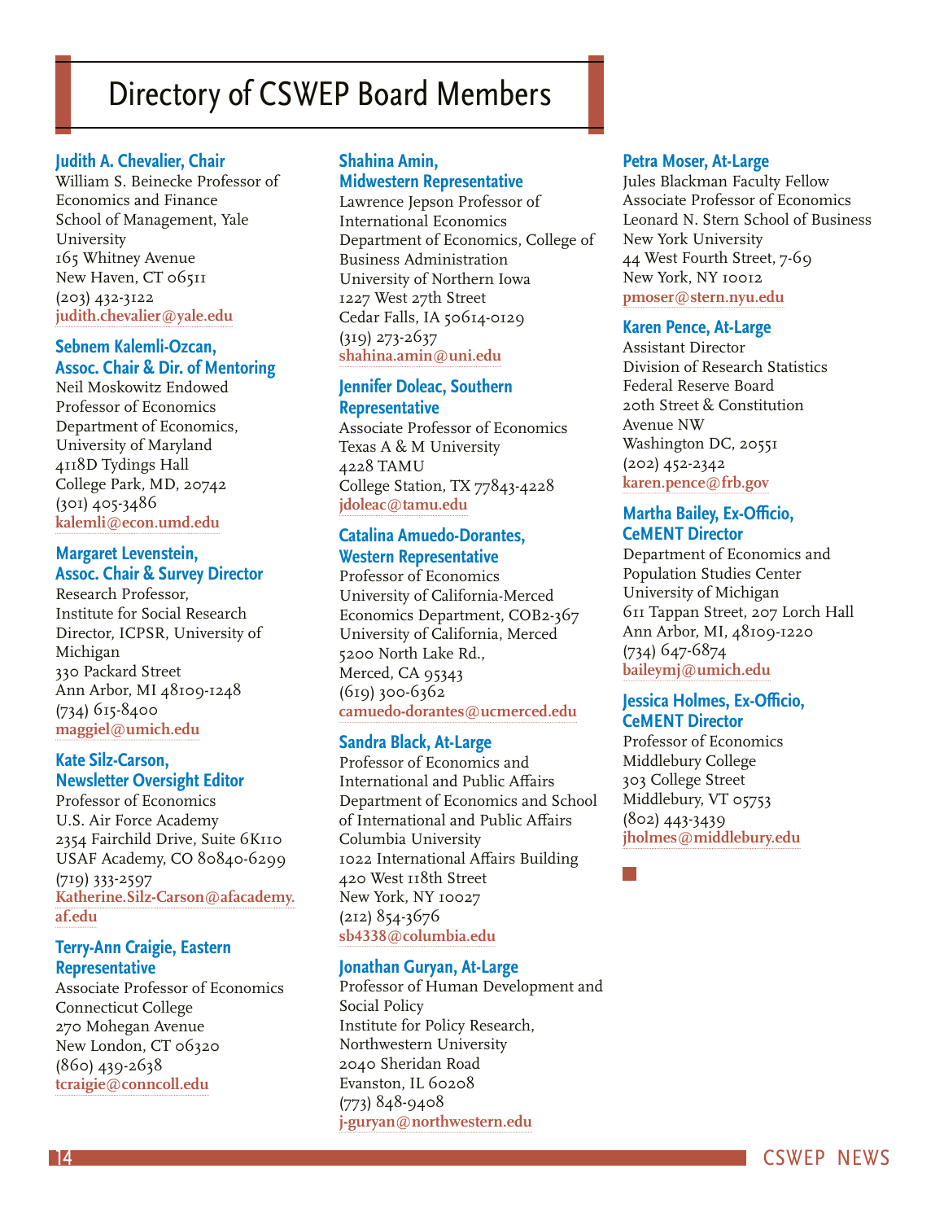# Directory of CSWEP Board Members

**Judith A. Chevalier, Chair**
William S. Beinecke Professor of Economics and Finance
School of Management, Yale University
165 Whitney Avenue
New Haven, CT 06511
(203) 432-3122
judith.chevalier@yale.edu

**Sebnem Kalemli-Ozcan, Assoc. Chair & Dir. of Mentoring**
Neil Moskowitz Endowed Professor of Economics
Department of Economics, University of Maryland
4118D Tydings Hall
College Park, MD, 20742
(301) 405-3486
kalemli@econ.umd.edu

**Margaret Levenstein, Assoc. Chair & Survey Director**
Research Professor, Institute for Social Research
Director, ICPSR, University of Michigan
330 Packard Street
Ann Arbor, MI 48109-1248
(734) 615-8400
maggiel@umich.edu

**Kate Silz-Carson, Newsletter Oversight Editor**
Professor of Economics
U.S. Air Force Academy
2354 Fairchild Drive, Suite 6K110
USAF Academy, CO 80840-6299
(719) 333-2597
Katherine.Silz-Carson@afacademy.af.edu

**Terry-Ann Craigie, Eastern Representative**
Associate Professor of Economics
Connecticut College
270 Mohegan Avenue
New London, CT 06320
(860) 439-2638
tcraigie@conncoll.edu

**Shahina Amin, Midwestern Representative**
Lawrence Jepson Professor of International Economics
Department of Economics, College of Business Administration
University of Northern Iowa
1227 West 27th Street
Cedar Falls, IA 50614-0129
(319) 273-2637
shahina.amin@uni.edu

**Jennifer Doleac, Southern Representative**
Associate Professor of Economics
Texas A & M University
4228 TAMU
College Station, TX 77843-4228
jdoleac@tamu.edu

**Catalina Amuedo-Dorantes, Western Representative**
Professor of Economics
University of California-Merced
Economics Department, COB2-367
University of California, Merced
5200 North Lake Rd.,
Merced, CA 95343
(619) 300-6362
camuedo-dorantes@ucmerced.edu

**Sandra Black, At-Large**
Professor of Economics and International and Public Affairs
Department of Economics and School of International and Public Affairs
Columbia University
1022 International Affairs Building
420 West 118th Street
New York, NY 10027
(212) 854-3676
sb4338@columbia.edu

**Jonathan Guryan, At-Large**
Professor of Human Development and Social Policy
Institute for Policy Research, Northwestern University
2040 Sheridan Road
Evanston, IL 60208
(773) 848-9408
j-guryan@northwestern.edu

**Petra Moser, At-Large**
Jules Blackman Faculty Fellow
Associate Professor of Economics
Leonard N. Stern School of Business
New York University
44 West Fourth Street, 7-69
New York, NY 10012
pmoser@stern.nyu.edu

**Karen Pence, At-Large**
Assistant Director
Division of Research Statistics
Federal Reserve Board
20th Street & Constitution Avenue NW
Washington DC, 20551
(202) 452-2342
karen.pence@frb.gov

**Martha Bailey, Ex-Officio, CeMENT Director**
Department of Economics and Population Studies Center
University of Michigan
611 Tappan Street, 207 Lorch Hall
Ann Arbor, MI, 48109-1220
(734) 647-6874
baileymj@umich.edu

**Jessica Holmes, Ex-Officio, CeMENT Director**
Professor of Economics
Middlebury College
303 College Street
Middlebury, VT 05753
(802) 443-3439
jholmes@middlebury.edu